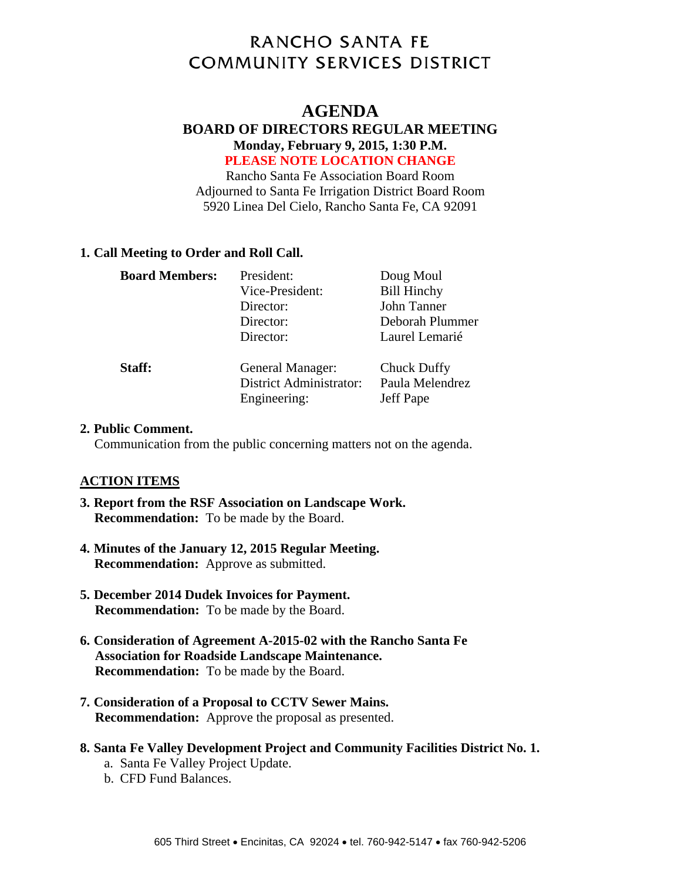# RANCHO SANTA FE COMMUNITY SERVICES DISTRICT

## AGENDA

### BOARD OF DIRECTORS REGULAR MEETING

**Monday, February 9, 2015, 1:30 P.M.**

**PLEASE NOTE LOCATION CHANGE**

Rancho Santa Fe Association Board Room
Adjourned to Santa Fe Irrigation District Board Room
5920 Linea Del Cielo, Rancho Santa Fe, CA 92091

**1. Call Meeting to Order and Roll Call.**

| | | |
|---|---|---|
| **Board Members:** | President: | Doug Moul |
| | Vice-President: | Bill Hinchy |
| | Director: | John Tanner |
| | Director: | Deborah Plummer |
| | Director: | Laurel Lemarié |
| **Staff:** | General Manager: | Chuck Duffy |
| | District Administrator: | Paula Melendrez |
| | Engineering: | Jeff Pape |

**2. Public Comment.**
Communication from the public concerning matters not on the agenda.

**ACTION ITEMS**

**3. Report from the RSF Association on Landscape Work.**
**Recommendation:** To be made by the Board.

**4. Minutes of the January 12, 2015 Regular Meeting.**
**Recommendation:** Approve as submitted.

**5. December 2014 Dudek Invoices for Payment.**
**Recommendation:** To be made by the Board.

**6. Consideration of Agreement A-2015-02 with the Rancho Santa Fe Association for Roadside Landscape Maintenance.**
**Recommendation:** To be made by the Board.

**7. Consideration of a Proposal to CCTV Sewer Mains.**
**Recommendation:** Approve the proposal as presented.

**8. Santa Fe Valley Development Project and Community Facilities District No. 1.**

a. Santa Fe Valley Project Update.
b. CFD Fund Balances.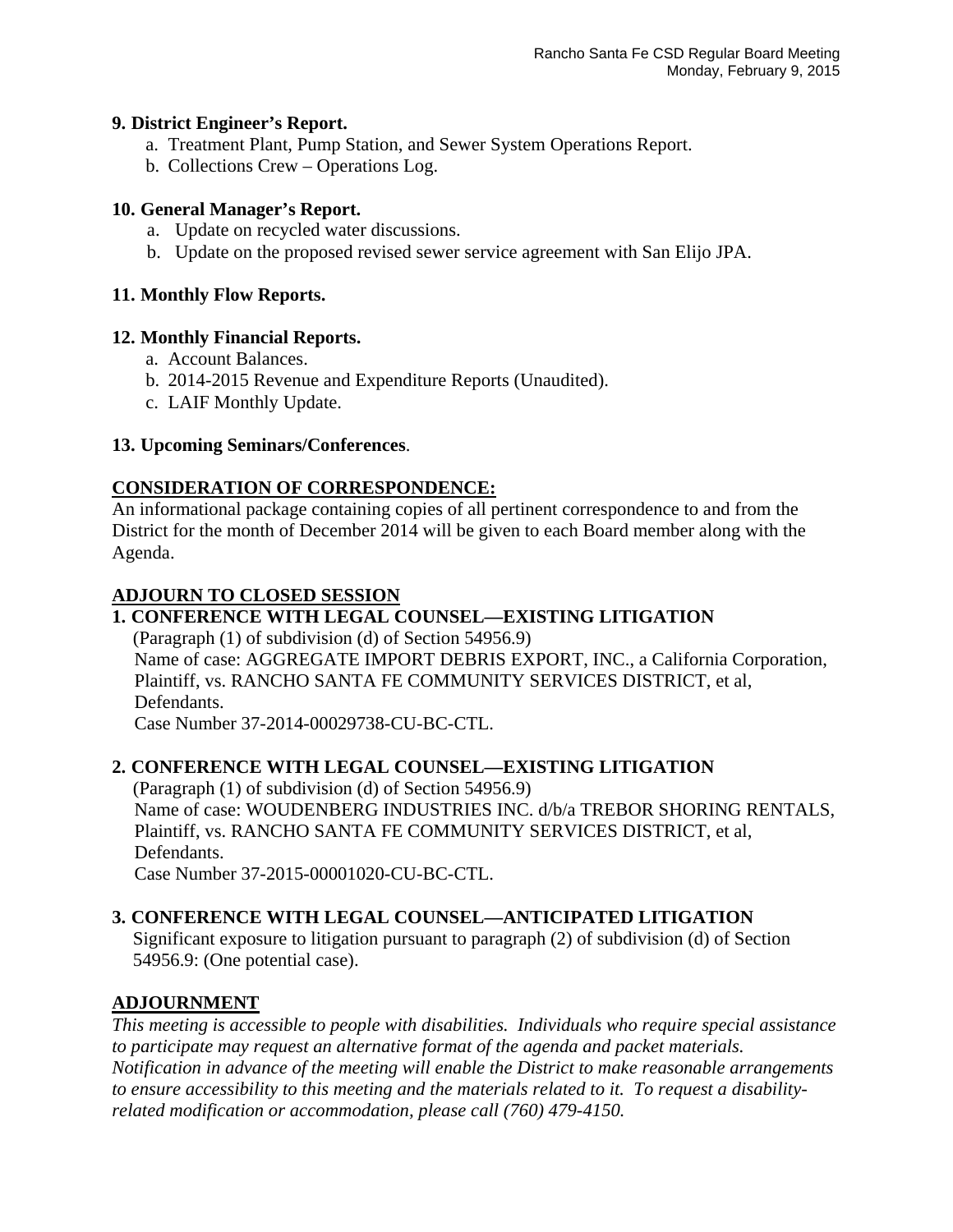**9. District Engineer's Report.**

a. Treatment Plant, Pump Station, and Sewer System Operations Report.
b. Collections Crew – Operations Log.

**10. General Manager's Report.**

a. Update on recycled water discussions.
b. Update on the proposed revised sewer service agreement with San Elijo JPA.

**11. Monthly Flow Reports.**

**12. Monthly Financial Reports.**

a. Account Balances.
b. 2014-2015 Revenue and Expenditure Reports (Unaudited).
c. LAIF Monthly Update.

**13. Upcoming Seminars/Conferences**.

**CONSIDERATION OF CORRESPONDENCE:**

An informational package containing copies of all pertinent correspondence to and from the District for the month of December 2014 will be given to each Board member along with the Agenda.

**ADJOURN TO CLOSED SESSION**

**1. CONFERENCE WITH LEGAL COUNSEL—EXISTING LITIGATION**
(Paragraph (1) of subdivision (d) of Section 54956.9)
Name of case: AGGREGATE IMPORT DEBRIS EXPORT, INC., a California Corporation, Plaintiff, vs. RANCHO SANTA FE COMMUNITY SERVICES DISTRICT, et al, Defendants.
Case Number 37-2014-00029738-CU-BC-CTL.

**2. CONFERENCE WITH LEGAL COUNSEL—EXISTING LITIGATION**
(Paragraph (1) of subdivision (d) of Section 54956.9)
Name of case: WOUDENBERG INDUSTRIES INC. d/b/a TREBOR SHORING RENTALS, Plaintiff, vs. RANCHO SANTA FE COMMUNITY SERVICES DISTRICT, et al, Defendants.
Case Number 37-2015-00001020-CU-BC-CTL.

**3. CONFERENCE WITH LEGAL COUNSEL—ANTICIPATED LITIGATION**
Significant exposure to litigation pursuant to paragraph (2) of subdivision (d) of Section 54956.9: (One potential case).

**ADJOURNMENT**

*This meeting is accessible to people with disabilities. Individuals who require special assistance to participate may request an alternative format of the agenda and packet materials. Notification in advance of the meeting will enable the District to make reasonable arrangements to ensure accessibility to this meeting and the materials related to it. To request a disability-related modification or accommodation, please call (760) 479-4150.*